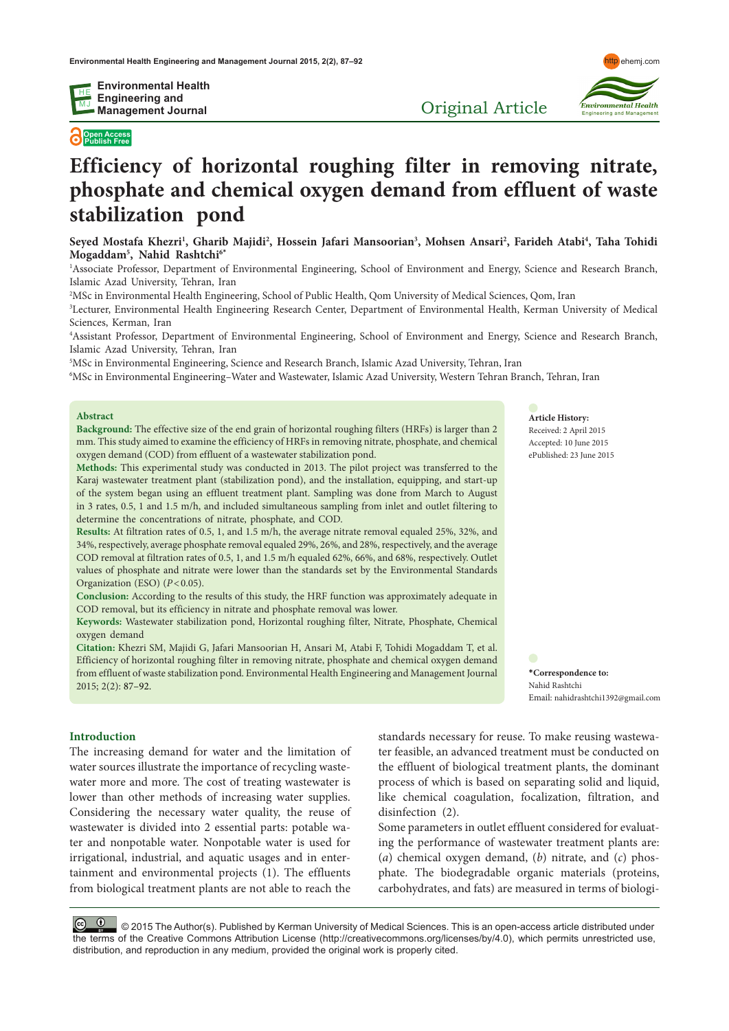Original Article

Open Access Publish Free

# Efficiency of horizontal roughing filter in removing nitrate, phosphate and chemical oxygen demand from effluent of waste stabilization pond

**Seyed Mostafa Khezri[1], Gharib Majidi[2], Hossein Jafari Mansoorian[3], Mohsen Ansari[2], Farideh Atabi[4], Taha Tohidi Mogadam[5], Nahid Rashtchi[6*]**

[1]Associate Professor, Department of Environmental Engineering, School of Environment and Energy, Science and Research Branch, Islamic Azad University, Tehran, Iran

[2]MSc in Environmental Health Engineering, School of Public Health, Qom University of Medical Sciences, Qom, Iran

[3]Lecturer, Environmental Health Engineering Research Center, Department of Environmental Health, Kerman University of Medical Sciences, Kerman, Iran

[4]Assistant Professor, Department of Environmental Engineering, School of Environment and Energy, Science and Research Branch, Islamic Azad University, Tehran, Iran

[5]MSc in Environmental Engineering, Science and Research Branch, Islamic Azad University, Tehran, Iran

[6]MSc in Environmental Engineering–Water and Wastewater, Islamic Azad University, Western Tehran Branch, Tehran, Iran

## Abstract

**Background:** The effective size of the end grain of horizontal roughing filters (HRFs) is larger than 2 mm. This study aimed to examine the efficiency of HRFs in removing nitrate, phosphate, and chemical oxygen demand (COD) from effluent of a wastewater stabilization pond.

**Methods:** This experimental study was conducted in 2013. The pilot project was transferred to the Karaj wastewater treatment plant (stabilization pond), and the installation, equipping, and start-up of the system began using an effluent treatment plant. Sampling was done from March to August in 3 rates, 0.5, 1 and 1.5 m/h, and included simultaneous sampling from inlet and outlet filtering to determine the concentrations of nitrate, phosphate, and COD.

**Results:** At filtration rates of 0.5, 1, and 1.5 m/h, the average nitrate removal equaled 25%, 32%, and 34%, respectively, average phosphate removal equaled 29%, 26%, and 28%, respectively, and the average COD removal at filtration rates of 0.5, 1, and 1.5 m/h equaled 62%, 66%, and 68%, respectively. Outlet values of phosphate and nitrate were lower than the standards set by the Environmental Standards Organization (ESO) ($P < 0.05$).

**Conclusion:** According to the results of this study, the HRF function was approximately adequate in COD removal, but its efficiency in nitrate and phosphate removal was lower.

**Keywords:** Wastewater stabilization pond, Horizontal roughing filter, Nitrate, Phosphate, Chemical oxygen demand

**Citation:** Khezri SM, Majidi G, Jafari Mansoorian H, Ansari M, Atabi F, Tohidi Mogaddam T, et al. Efficiency of horizontal roughing filter in removing nitrate, phosphate and chemical oxygen demand from effluent of waste stabilization pond. Environmental Health Engineering and Management Journal 2015; 2(2): 87–92.

**Article History:**
Received: 2 April 2015
Accepted: 10 June 2015
ePublished: 23 June 2015

**\*Correspondence to:**
Nahid Rashtchi
Email: nahidrashtchi1392@gmail.com

## Introduction

The increasing demand for water and the limitation of water sources illustrate the importance of recycling wastewater more and more. The cost of treating wastewater is lower than other methods of increasing water supplies. Considering the necessary water quality, the reuse of wastewater is divided into 2 essential parts: potable water and nonpotable water. Nonpotable water is used for irrigational, industrial, and aquatic usages and in entertainment and environmental projects (1). The effluents from biological treatment plants are not able to reach the standards necessary for reuse. To make reusing wastewater feasible, an advanced treatment must be conducted on the effluent of biological treatment plants, the dominant process of which is based on separating solid and liquid, like chemical coagulation, focalization, filtration, and disinfection (2).

Some parameters in outlet effluent considered for evaluating the performance of wastewater treatment plants are: (*a*) chemical oxygen demand, (*b*) nitrate, and (*c*) phosphate. The biodegradable organic materials (proteins, carbohydrates, and fats) are measured in terms of biologi-

© 2015 The Author(s). Published by Kerman University of Medical Sciences. This is an open-access article distributed under the terms of the Creative Commons Attribution License (http://creativecommons.org/licenses/by/4.0), which permits unrestricted use, distribution, and reproduction in any medium, provided the original work is properly cited.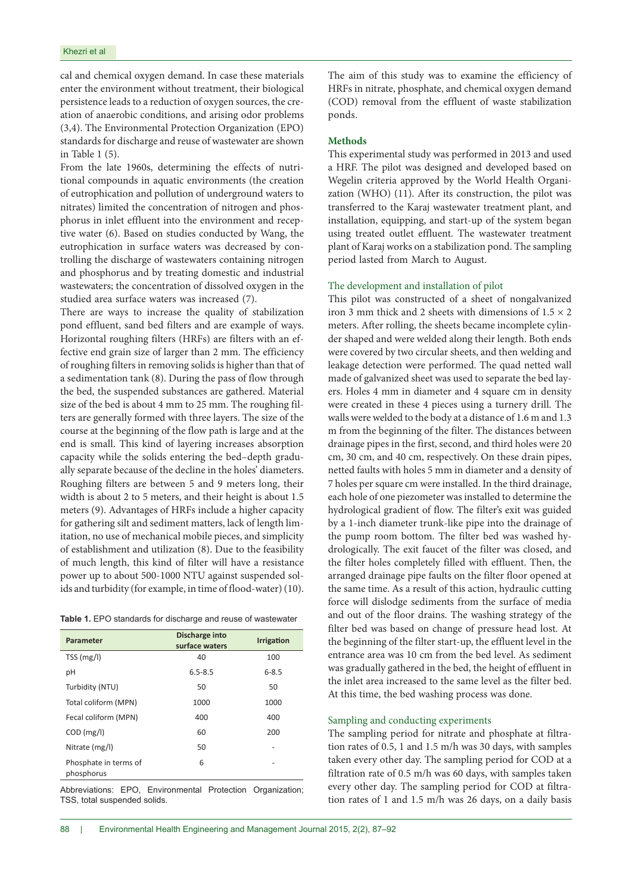cal and chemical oxygen demand. In case these materials enter the environment without treatment, their biological persistence leads to a reduction of oxygen sources, the creation of anaerobic conditions, and arising odor problems (3,4). The Environmental Protection Organization (EPO) standards for discharge and reuse of wastewater are shown in Table 1 (5).

From the late 1960s, determining the effects of nutritional compounds in aquatic environments (the creation of eutrophication and pollution of underground waters to nitrates) limited the concentration of nitrogen and phosphorus in inlet effluent into the environment and receptive water (6). Based on studies conducted by Wang, the eutrophication in surface waters was decreased by controlling the discharge of wastewaters containing nitrogen and phosphorus and by treating domestic and industrial wastewaters; the concentration of dissolved oxygen in the studied area surface waters was increased (7).

There are ways to increase the quality of stabilization pond effluent, sand bed filters and are example of ways. Horizontal roughing filters (HRFs) are filters with an effective end grain size of larger than 2 mm. The efficiency of roughing filters in removing solids is higher than that of a sedimentation tank (8). During the pass of flow through the bed, the suspended substances are gathered. Material size of the bed is about 4 mm to 25 mm. The roughing filters are generally formed with three layers. The size of the course at the beginning of the flow path is large and at the end is small. This kind of layering increases absorption capacity while the solids entering the bed–depth gradually separate because of the decline in the holes' diameters. Roughing filters are between 5 and 9 meters long, their width is about 2 to 5 meters, and their height is about 1.5 meters (9). Advantages of HRFs include a higher capacity for gathering silt and sediment matters, lack of length limitation, no use of mechanical mobile pieces, and simplicity of establishment and utilization (8). Due to the feasibility of much length, this kind of filter will have a resistance power up to about 500-1000 NTU against suspended solids and turbidity (for example, in time of flood-water) (10).

**Table 1.** EPO standards for discharge and reuse of wastewater

| Parameter | Discharge into surface waters | Irrigation |
|---|---|---|
| TSS (mg/l) | 40 | 100 |
| pH | 6.5-8.5 | 6-8.5 |
| Turbidity (NTU) | 50 | 50 |
| Total coliform (MPN) | 1000 | 1000 |
| Fecal coliform (MPN) | 400 | 400 |
| COD (mg/l) | 60 | 200 |
| Nitrate (mg/l) | 50 | - |
| Phosphate in terms of phosphorus | 6 | - |

Abbreviations: EPO, Environmental Protection Organization; TSS, total suspended solids.

The aim of this study was to examine the efficiency of HRFs in nitrate, phosphate, and chemical oxygen demand (COD) removal from the effluent of waste stabilization ponds.

## Methods

This experimental study was performed in 2013 and used a HRF. The pilot was designed and developed based on Wegelin criteria approved by the World Health Organization (WHO) (11). After its construction, the pilot was transferred to the Karaj wastewater treatment plant, and installation, equipping, and start-up of the system began using treated outlet effluent. The wastewater treatment plant of Karaj works on a stabilization pond. The sampling period lasted from March to August.

### The development and installation of pilot

This pilot was constructed of a sheet of nongalvanized iron 3 mm thick and 2 sheets with dimensions of 1.5 × 2 meters. After rolling, the sheets became incomplete cylinder shaped and were welded along their length. Both ends were covered by two circular sheets, and then welding and leakage detection were performed. The quad netted wall made of galvanized sheet was used to separate the bed layers. Holes 4 mm in diameter and 4 square cm in density were created in these 4 pieces using a turnery drill. The walls were welded to the body at a distance of 1.6 m and 1.3 m from the beginning of the filter. The distances between drainage pipes in the first, second, and third holes were 20 cm, 30 cm, and 40 cm, respectively. On these drain pipes, netted faults with holes 5 mm in diameter and a density of 7 holes per square cm were installed. In the third drainage, each hole of one piezometer was installed to determine the hydrological gradient of flow. The filter's exit was guided by a 1-inch diameter trunk-like pipe into the drainage of the pump room bottom. The filter bed was washed hydrologically. The exit faucet of the filter was closed, and the filter holes completely filled with effluent. Then, the arranged drainage pipe faults on the filter floor opened at the same time. As a result of this action, hydraulic cutting force will dislodge sediments from the surface of media and out of the floor drains. The washing strategy of the filter bed was based on change of pressure head lost. At the beginning of the filter start-up, the effluent level in the entrance area was 10 cm from the bed level. As sediment was gradually gathered in the bed, the height of effluent in the inlet area increased to the same level as the filter bed. At this time, the bed washing process was done.

### Sampling and conducting experiments

The sampling period for nitrate and phosphate at filtration rates of 0.5, 1 and 1.5 m/h was 30 days, with samples taken every other day. The sampling period for COD at a filtration rate of 0.5 m/h was 60 days, with samples taken every other day. The sampling period for COD at filtration rates of 1 and 1.5 m/h was 26 days, on a daily basis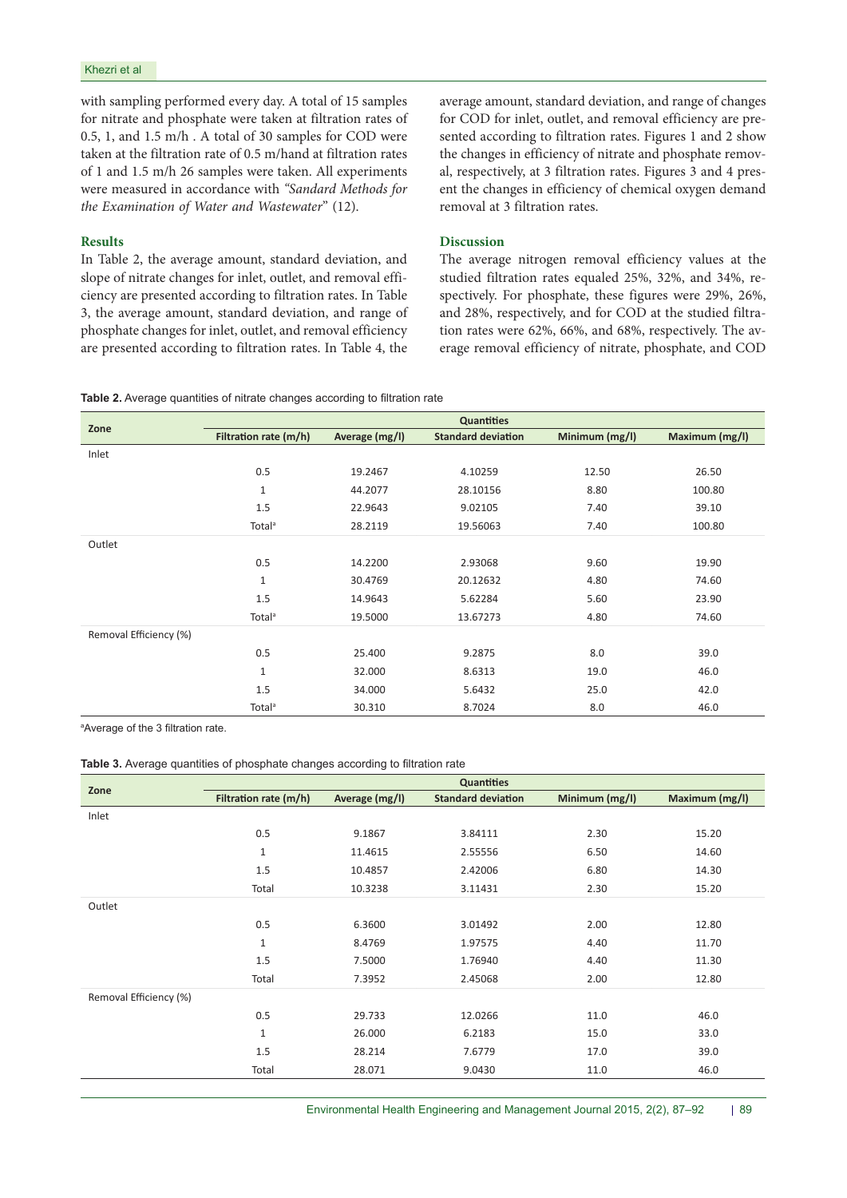with sampling performed every day. A total of 15 samples for nitrate and phosphate were taken at filtration rates of 0.5, 1, and 1.5 m/h . A total of 30 samples for COD were taken at the filtration rate of 0.5 m/hand at filtration rates of 1 and 1.5 m/h 26 samples were taken. All experiments were measured in accordance with *"Sandard Methods for the Examination of Water and Wastewater"* (12).

## Results

In Table 2, the average amount, standard deviation, and slope of nitrate changes for inlet, outlet, and removal efficiency are presented according to filtration rates. In Table 3, the average amount, standard deviation, and range of phosphate changes for inlet, outlet, and removal efficiency are presented according to filtration rates. In Table 4, the average amount, standard deviation, and range of changes for COD for inlet, outlet, and removal efficiency are presented according to filtration rates. Figures 1 and 2 show the changes in efficiency of nitrate and phosphate removal, respectively, at 3 filtration rates. Figures 3 and 4 present the changes in efficiency of chemical oxygen demand removal at 3 filtration rates.

## Discussion

The average nitrogen removal efficiency values at the studied filtration rates equaled 25%, 32%, and 34%, respectively. For phosphate, these figures were 29%, 26%, and 28%, respectively, and for COD at the studied filtration rates were 62%, 66%, and 68%, respectively. The average removal efficiency of nitrate, phosphate, and COD

**Table 2.** Average quantities of nitrate changes according to filtration rate

| Zone | Quantities | | | | |
|---|---|---|---|---|---|
| | Filtration rate (m/h) | Average (mg/l) | Standard deviation | Minimum (mg/l) | Maximum (mg/l) |
| Inlet | | | | | |
| | 0.5 | 19.2467 | 4.10259 | 12.50 | 26.50 |
| | 1 | 44.2077 | 28.10156 | 8.80 | 100.80 |
| | 1.5 | 22.9643 | 9.02105 | 7.40 | 39.10 |
| | Total[a] | 28.2119 | 19.56063 | 7.40 | 100.80 |
| Outlet | | | | | |
| | 0.5 | 14.2200 | 2.93068 | 9.60 | 19.90 |
| | 1 | 30.4769 | 20.12632 | 4.80 | 74.60 |
| | 1.5 | 14.9643 | 5.62284 | 5.60 | 23.90 |
| | Total[a] | 19.5000 | 13.67273 | 4.80 | 74.60 |
| Removal Efficiency (%) | | | | | |
| | 0.5 | 25.400 | 9.2875 | 8.0 | 39.0 |
| | 1 | 32.000 | 8.6313 | 19.0 | 46.0 |
| | 1.5 | 34.000 | 5.6432 | 25.0 | 42.0 |
| | Total[a] | 30.310 | 8.7024 | 8.0 | 46.0 |

[a]Average of the 3 filtration rate.

**Table 3.** Average quantities of phosphate changes according to filtration rate

| Zone | Quantities | | | | |
|---|---|---|---|---|---|
| | Filtration rate (m/h) | Average (mg/l) | Standard deviation | Minimum (mg/l) | Maximum (mg/l) |
| Inlet | | | | | |
| | 0.5 | 9.1867 | 3.84111 | 2.30 | 15.20 |
| | 1 | 11.4615 | 2.55556 | 6.50 | 14.60 |
| | 1.5 | 10.4857 | 2.42006 | 6.80 | 14.30 |
| | Total | 10.3238 | 3.11431 | 2.30 | 15.20 |
| Outlet | | | | | |
| | 0.5 | 6.3600 | 3.01492 | 2.00 | 12.80 |
| | 1 | 8.4769 | 1.97575 | 4.40 | 11.70 |
| | 1.5 | 7.5000 | 1.76940 | 4.40 | 11.30 |
| | Total | 7.3952 | 2.45068 | 2.00 | 12.80 |
| Removal Efficiency (%) | | | | | |
| | 0.5 | 29.733 | 12.0266 | 11.0 | 46.0 |
| | 1 | 26.000 | 6.2183 | 15.0 | 33.0 |
| | 1.5 | 28.214 | 7.6779 | 17.0 | 39.0 |
| | Total | 28.071 | 9.0430 | 11.0 | 46.0 |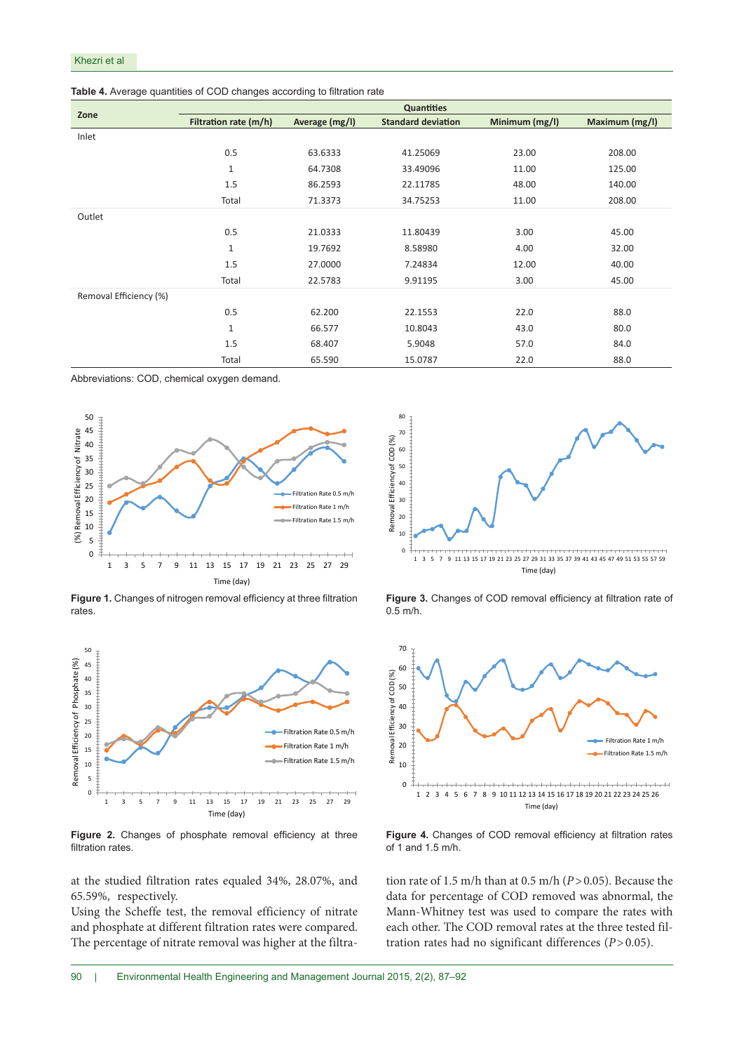**Table 4.** Average quantities of COD changes according to filtration rate

| Zone | Quantities | | | | |
|---|---|---|---|---|---|
| | Filtration rate (m/h) | Average (mg/l) | Standard deviation | Minimum (mg/l) | Maximum (mg/l) |
| Inlet | | | | | |
| | 0.5 | 63.6333 | 41.25069 | 23.00 | 208.00 |
| | 1 | 64.7308 | 33.49096 | 11.00 | 125.00 |
| | 1.5 | 86.2593 | 22.11785 | 48.00 | 140.00 |
| | Total | 71.3373 | 34.75253 | 11.00 | 208.00 |
| Outlet | | | | | |
| | 0.5 | 21.0333 | 11.80439 | 3.00 | 45.00 |
| | 1 | 19.7692 | 8.58980 | 4.00 | 32.00 |
| | 1.5 | 27.0000 | 7.24834 | 12.00 | 40.00 |
| | Total | 22.5783 | 9.91195 | 3.00 | 45.00 |
| Removal Efficiency (%) | | | | | |
| | 0.5 | 62.200 | 22.1553 | 22.0 | 88.0 |
| | 1 | 66.577 | 10.8043 | 43.0 | 80.0 |
| | 1.5 | 68.407 | 5.9048 | 57.0 | 84.0 |
| | Total | 65.590 | 15.0787 | 22.0 | 88.0 |

Abbreviations: COD, chemical oxygen demand.

**Figure 1.** Changes of nitrogen removal efficiency at three filtration rates.

**Figure 3.** Changes of COD removal efficiency at filtration rate of 0.5 m/h.

**Figure 2.** Changes of phosphate removal efficiency at three filtration rates.

**Figure 4.** Changes of COD removal efficiency at filtration rates of 1 and 1.5 m/h.

at the studied filtration rates equaled 34%, 28.07%, and 65.59%, respectively.

Using the Scheffe test, the removal efficiency of nitrate and phosphate at different filtration rates were compared. The percentage of nitrate removal was higher at the filtration rate of 1.5 m/h than at 0.5 m/h ($P > 0.05$). Because the data for percentage of COD removed was abnormal, the Mann-Whitney test was used to compare the rates with each other. The COD removal rates at the three tested filtration rates had no significant differences ($P > 0.05$).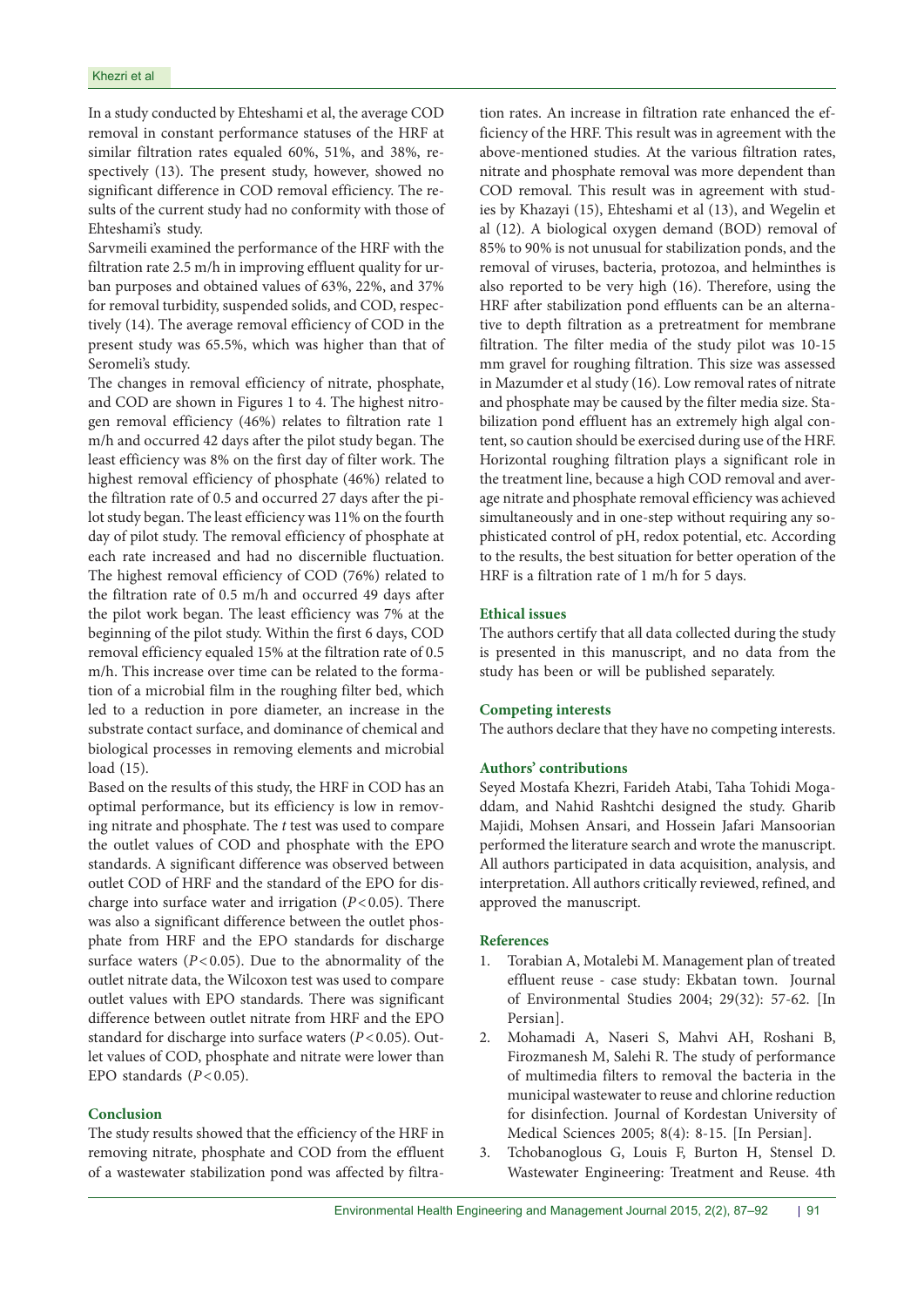In a study conducted by Ehteshami et al, the average COD removal in constant performance statuses of the HRF at similar filtration rates equaled 60%, 51%, and 38%, respectively (13). The present study, however, showed no significant difference in COD removal efficiency. The results of the current study had no conformity with those of Ehteshami's study.

Sarvmeili examined the performance of the HRF with the filtration rate 2.5 m/h in improving effluent quality for urban purposes and obtained values of 63%, 22%, and 37% for removal turbidity, suspended solids, and COD, respectively (14). The average removal efficiency of COD in the present study was 65.5%, which was higher than that of Seromeli's study.

The changes in removal efficiency of nitrate, phosphate, and COD are shown in Figures 1 to 4. The highest nitrogen removal efficiency (46%) relates to filtration rate 1 m/h and occurred 42 days after the pilot study began. The least efficiency was 8% on the first day of filter work. The highest removal efficiency of phosphate (46%) related to the filtration rate of 0.5 and occurred 27 days after the pilot study began. The least efficiency was 11% on the fourth day of pilot study. The removal efficiency of phosphate at each rate increased and had no discernible fluctuation. The highest removal efficiency of COD (76%) related to the filtration rate of 0.5 m/h and occurred 49 days after the pilot work began. The least efficiency was 7% at the beginning of the pilot study. Within the first 6 days, COD removal efficiency equaled 15% at the filtration rate of 0.5 m/h. This increase over time can be related to the formation of a microbial film in the roughing filter bed, which led to a reduction in pore diameter, an increase in the substrate contact surface, and dominance of chemical and biological processes in removing elements and microbial load (15).

Based on the results of this study, the HRF in COD has an optimal performance, but its efficiency is low in removing nitrate and phosphate. The *t* test was used to compare the outlet values of COD and phosphate with the EPO standards. A significant difference was observed between outlet COD of HRF and the standard of the EPO for discharge into surface water and irrigation ($P < 0.05$). There was also a significant difference between the outlet phosphate from HRF and the EPO standards for discharge surface waters ($P < 0.05$). Due to the abnormality of the outlet nitrate data, the Wilcoxon test was used to compare outlet values with EPO standards. There was significant difference between outlet nitrate from HRF and the EPO standard for discharge into surface waters ($P < 0.05$). Outlet values of COD, phosphate and nitrate were lower than EPO standards ($P < 0.05$).

## Conclusion

The study results showed that the efficiency of the HRF in removing nitrate, phosphate and COD from the effluent of a wastewater stabilization pond was affected by filtration rates. An increase in filtration rate enhanced the efficiency of the HRF. This result was in agreement with the above-mentioned studies. At the various filtration rates, nitrate and phosphate removal was more dependent than COD removal. This result was in agreement with studies by Khazayi (15), Ehteshami et al (13), and Wegelin et al (12). A biological oxygen demand (BOD) removal of 85% to 90% is not unusual for stabilization ponds, and the removal of viruses, bacteria, protozoa, and helminthes is also reported to be very high (16). Therefore, using the HRF after stabilization pond effluents can be an alternative to depth filtration as a pretreatment for membrane filtration. The filter media of the study pilot was 10-15 mm gravel for roughing filtration. This size was assessed in Mazumder et al study (16). Low removal rates of nitrate and phosphate may be caused by the filter media size. Stabilization pond effluent has an extremely high algal content, so caution should be exercised during use of the HRF. Horizontal roughing filtration plays a significant role in the treatment line, because a high COD removal and average nitrate and phosphate removal efficiency was achieved simultaneously and in one-step without requiring any sophisticated control of pH, redox potential, etc. According to the results, the best situation for better operation of the HRF is a filtration rate of 1 m/h for 5 days.

## Ethical issues

The authors certify that all data collected during the study is presented in this manuscript, and no data from the study has been or will be published separately.

## Competing interests

The authors declare that they have no competing interests.

## Authors' contributions

Seyed Mostafa Khezri, Farideh Atabi, Taha Tohidi Mogaddam, and Nahid Rashtchi designed the study. Gharib Majidi, Mohsen Ansari, and Hossein Jafari Mansoorian performed the literature search and wrote the manuscript. All authors participated in data acquisition, analysis, and interpretation. All authors critically reviewed, refined, and approved the manuscript.

## References

1. Torabian A, Motalebi M. Management plan of treated effluent reuse - case study: Ekbatan town. Journal of Environmental Studies 2004; 29(32): 57-62. [In Persian].
2. Mohamadi A, Naseri S, Mahvi AH, Roshani B, Firozmanesh M, Salehi R. The study of performance of multimedia filters to removal the bacteria in the municipal wastewater to reuse and chlorine reduction for disinfection. Journal of Kordestan University of Medical Sciences 2005; 8(4): 8-15. [In Persian].
3. Tchobanoglous G, Louis F, Burton H, Stensel D. Wastewater Engineering: Treatment and Reuse. 4th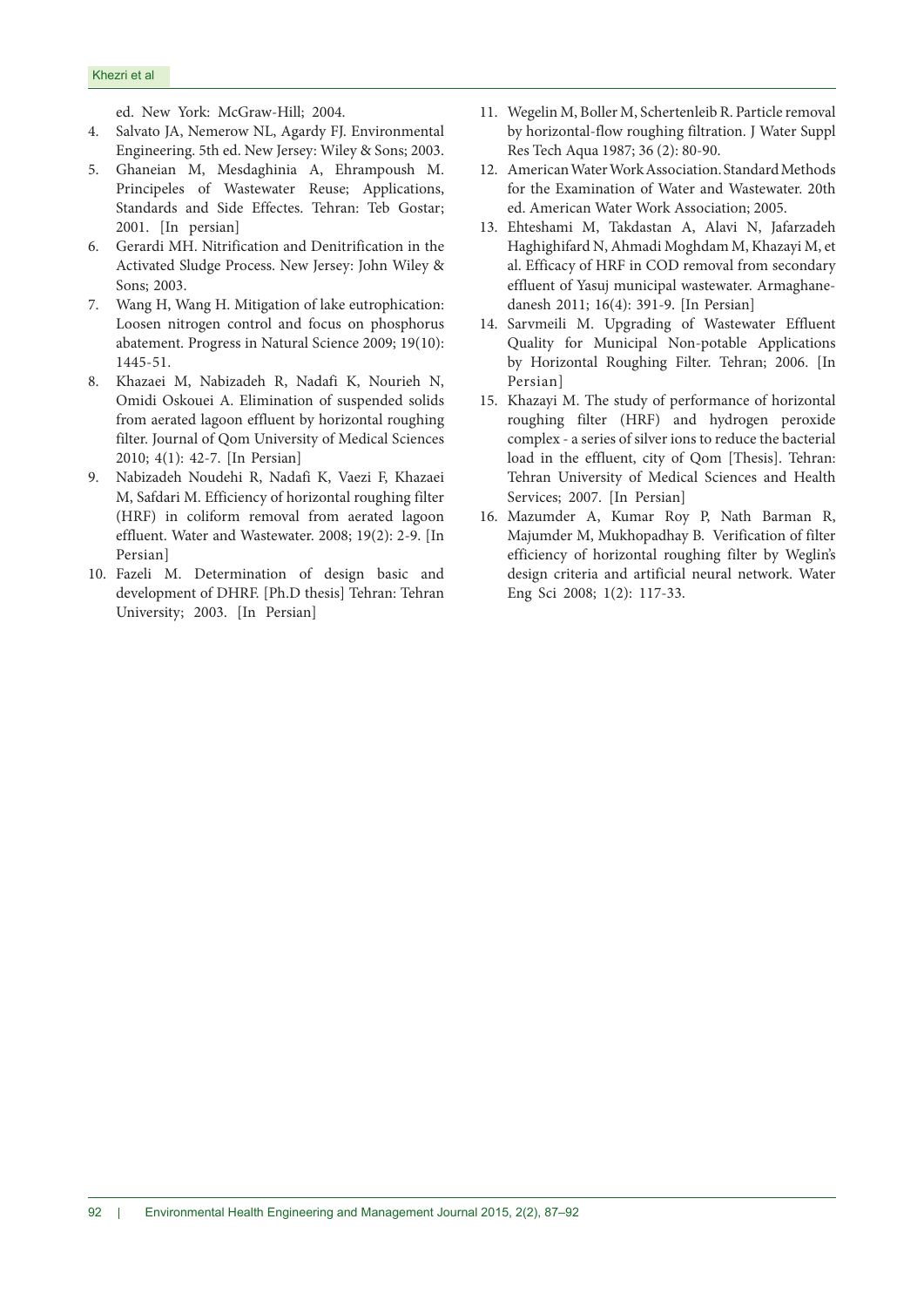ed. New York: McGraw-Hill; 2004.

4. Salvato JA, Nemerow NL, Agardy FJ. Environmental Engineering. 5th ed. New Jersey: Wiley & Sons; 2003.
5. Ghaneian M, Mesdaghinia A, Ehrampoush M. Principeles of Wastewater Reuse; Applications, Standards and Side Effectes. Tehran: Teb Gostar; 2001. [In persian]
6. Gerardi MH. Nitrification and Denitrification in the Activated Sludge Process. New Jersey: John Wiley & Sons; 2003.
7. Wang H, Wang H. Mitigation of lake eutrophication: Loosen nitrogen control and focus on phosphorus abatement. Progress in Natural Science 2009; 19(10): 1445-51.
8. Khazaei M, Nabizadeh R, Nadafi K, Nourieh N, Omidi Oskouei A. Elimination of suspended solids from aerated lagoon effluent by horizontal roughing filter. Journal of Qom University of Medical Sciences 2010; 4(1): 42-7. [In Persian]
9. Nabizadeh Noudehi R, Nadafi K, Vaezi F, Khazaei M, Safdari M. Efficiency of horizontal roughing filter (HRF) in coliform removal from aerated lagoon effluent. Water and Wastewater. 2008; 19(2): 2-9. [In Persian]
10. Fazeli M. Determination of design basic and development of DHRF. [Ph.D thesis] Tehran: Tehran University; 2003. [In Persian]
11. Wegelin M, Boller M, Schertenleib R. Particle removal by horizontal-flow roughing filtration. J Water Suppl Res Tech Aqua 1987; 36 (2): 80-90.
12. American Water Work Association. Standard Methods for the Examination of Water and Wastewater. 20th ed. American Water Work Association; 2005.
13. Ehteshami M, Takdastan A, Alavi N, Jafarzadeh Haghighifard N, Ahmadi Moghdam M, Khazayi M, et al. Efficacy of HRF in COD removal from secondary effluent of Yasuj municipal wastewater. Armaghane-danesh 2011; 16(4): 391-9. [In Persian]
14. Sarvmeili M. Upgrading of Wastewater Effluent Quality for Municipal Non-potable Applications by Horizontal Roughing Filter. Tehran; 2006. [In Persian]
15. Khazayi M. The study of performance of horizontal roughing filter (HRF) and hydrogen peroxide complex - a series of silver ions to reduce the bacterial load in the effluent, city of Qom [Thesis]. Tehran: Tehran University of Medical Sciences and Health Services; 2007. [In Persian]
16. Mazumder A, Kumar Roy P, Nath Barman R, Majumder M, Mukhopadhay B. Verification of filter efficiency of horizontal roughing filter by Weglin's design criteria and artificial neural network. Water Eng Sci 2008; 1(2): 117-33.